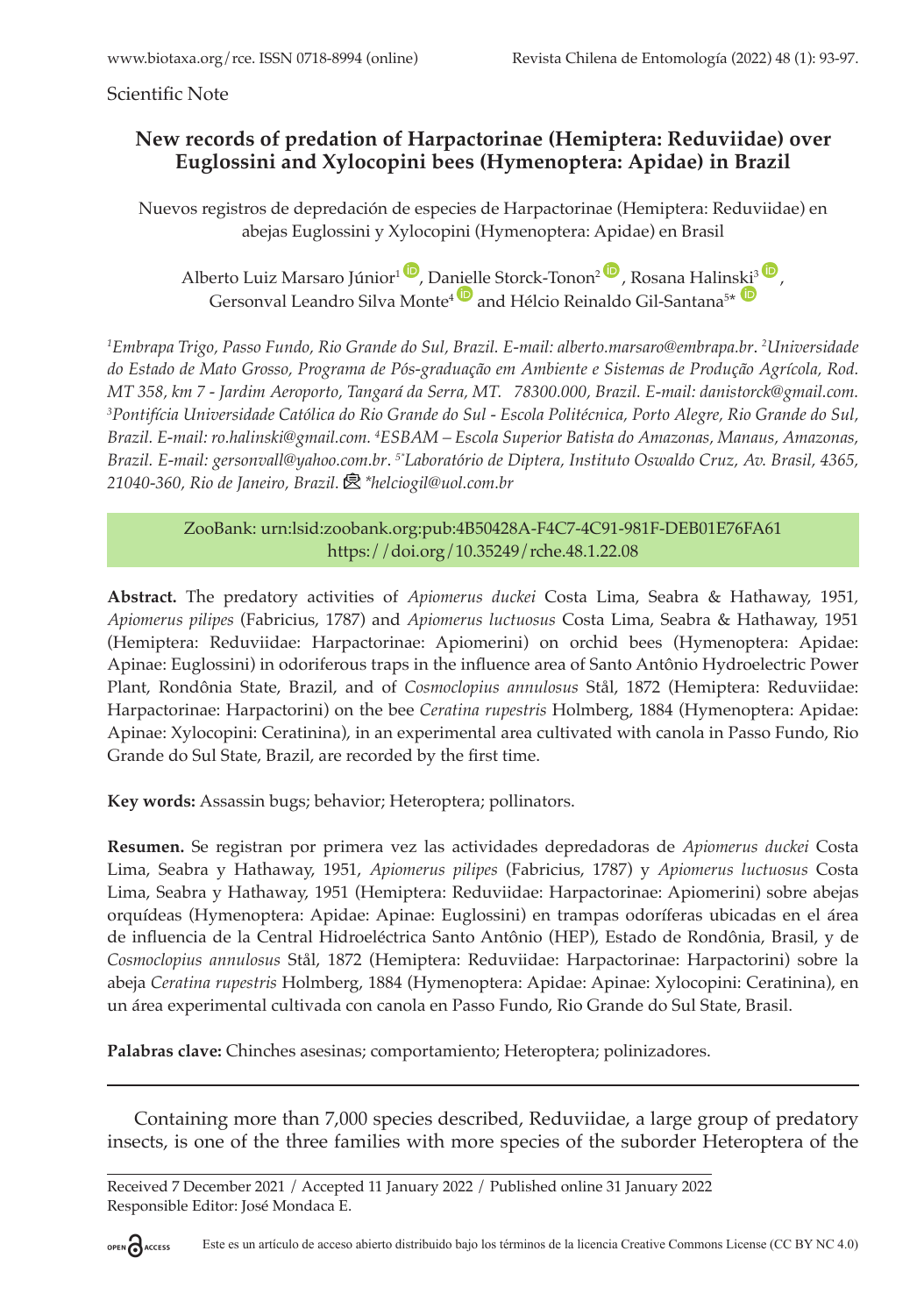Scientific Note

# New records of predation of Harpactorinae (Hemiptera: Reduviidae) over Euglossini and Xylocopini bees (Hymenoptera: Apidae) in Brazil

Nuevos registros de depredación de especies de Harpactorinae (Hemiptera: Reduviidae) en abejas Euglossini y Xylocopini (Hymenoptera: Apidae) en Brasil

Alberto Luiz Marsaro Júnior[1], Danielle Storck-Tonon[2], Rosana Halinski[3], Gersonval Leandro Silva Monte[4] and Hélcio Reinaldo Gil-Santana[5]*

*[1]Embrapa Trigo, Passo Fundo, Rio Grande do Sul, Brazil. E-mail: alberto.marsaro@embrapa.br. [2]Universidade do Estado de Mato Grosso, Programa de Pós-graduação em Ambiente e Sistemas de Produção Agrícola, Rod. MT 358, km 7 - Jardim Aeroporto, Tangará da Serra, MT. 78300.000, Brazil. E-mail: danistorck@gmail.com. [3]Pontifícia Universidade Católica do Rio Grande do Sul - Escola Politécnica, Porto Alegre, Rio Grande do Sul, Brazil. E-mail: ro.halinski@gmail.com. [4]ESBAM – Escola Superior Batista do Amazonas, Manaus, Amazonas, Brazil. E-mail: gersonvall@yahoo.com.br. [5*]Laboratório de Diptera, Instituto Oswaldo Cruz, Av. Brasil, 4365, 21040-360, Rio de Janeiro, Brazil. *helciogil@uol.com.br*

ZooBank: urn:lsid:zoobank.org:pub:4B50428A-F4C7-4C91-981F-DEB01E76FA61
https://doi.org/10.35249/rche.48.1.22.08

**Abstract.** The predatory activities of *Apiomerus duckei* Costa Lima, Seabra & Hathaway, 1951, *Apiomerus pilipes* (Fabricius, 1787) and *Apiomerus luctuosus* Costa Lima, Seabra & Hathaway, 1951 (Hemiptera: Reduviidae: Harpactorinae: Apiomerini) on orchid bees (Hymenoptera: Apidae: Apinae: Euglossini) in odoriferous traps in the influence area of Santo Antônio Hydroelectric Power Plant, Rondônia State, Brazil, and of *Cosmoclopius annulosus* Stål, 1872 (Hemiptera: Reduviidae: Harpactorinae: Harpactorini) on the bee *Ceratina rupestris* Holmberg, 1884 (Hymenoptera: Apidae: Apinae: Xylocopini: Ceratinina), in an experimental area cultivated with canola in Passo Fundo, Rio Grande do Sul State, Brazil, are recorded by the first time.

**Key words:** Assassin bugs; behavior; Heteroptera; pollinators.

**Resumen.** Se registran por primera vez las actividades depredadoras de *Apiomerus duckei* Costa Lima, Seabra y Hathaway, 1951, *Apiomerus pilipes* (Fabricius, 1787) y *Apiomerus luctuosus* Costa Lima, Seabra y Hathaway, 1951 (Hemiptera: Reduviidae: Harpactorinae: Apiomerini) sobre abejas orquídeas (Hymenoptera: Apidae: Apinae: Euglossini) en trampas odoríferas ubicadas en el área de influencia de la Central Hidroeléctrica Santo Antônio (HEP), Estado de Rondônia, Brasil, y de *Cosmoclopius annulosus* Stål, 1872 (Hemiptera: Reduviidae: Harpactorinae: Harpactorini) sobre la abeja *Ceratina rupestris* Holmberg, 1884 (Hymenoptera: Apidae: Apinae: Xylocopini: Ceratinina), en un área experimental cultivada con canola en Passo Fundo, Rio Grande do Sul State, Brasil.

**Palabras clave:** Chinches asesinas; comportamiento; Heteroptera; polinizadores.

---

Containing more than 7,000 species described, Reduviidae, a large group of predatory insects, is one of the three families with more species of the suborder Heteroptera of the

Received 7 December 2021 / Accepted 11 January 2022 / Published online 31 January 2022
Responsible Editor: José Mondaca E.

Este es un artículo de acceso abierto distribuido bajo los términos de la licencia Creative Commons License (CC BY NC 4.0)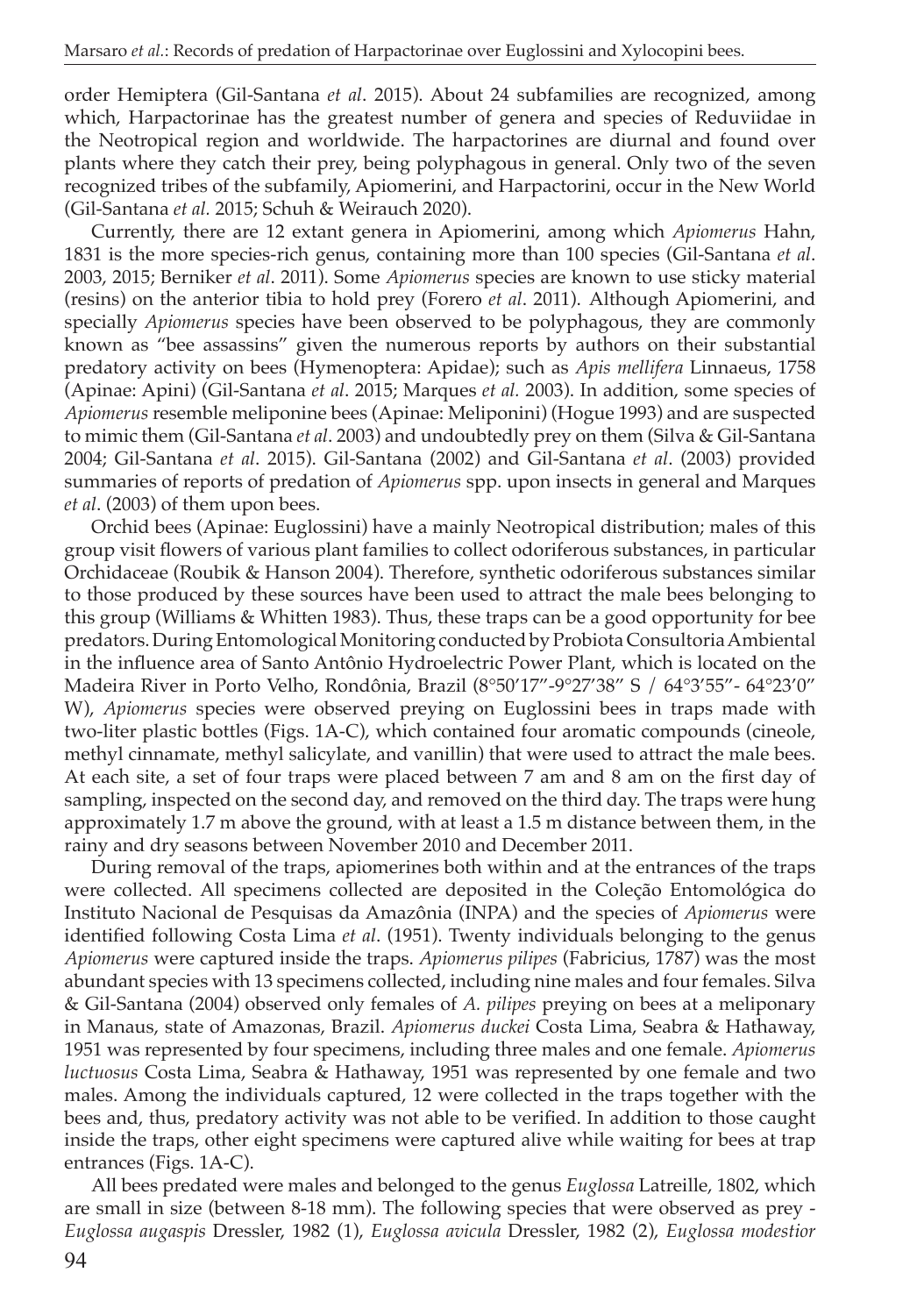order Hemiptera (Gil-Santana *et al*. 2015). About 24 subfamilies are recognized, among which, Harpactorinae has the greatest number of genera and species of Reduviidae in the Neotropical region and worldwide. The harpactorines are diurnal and found over plants where they catch their prey, being polyphagous in general. Only two of the seven recognized tribes of the subfamily, Apiomerini, and Harpactorini, occur in the New World (Gil-Santana *et al.* 2015; Schuh & Weirauch 2020).

Currently, there are 12 extant genera in Apiomerini, among which *Apiomerus* Hahn, 1831 is the more species-rich genus, containing more than 100 species (Gil-Santana *et al*. 2003, 2015; Berniker *et al*. 2011). Some *Apiomerus* species are known to use sticky material (resins) on the anterior tibia to hold prey (Forero *et al*. 2011). Although Apiomerini, and specially *Apiomerus* species have been observed to be polyphagous, they are commonly known as "bee assassins" given the numerous reports by authors on their substantial predatory activity on bees (Hymenoptera: Apidae); such as *Apis mellifera* Linnaeus, 1758 (Apinae: Apini) (Gil-Santana *et al*. 2015; Marques *et al.* 2003). In addition, some species of *Apiomerus* resemble meliponine bees (Apinae: Meliponini) (Hogue 1993) and are suspected to mimic them (Gil-Santana *et al*. 2003) and undoubtedly prey on them (Silva & Gil-Santana 2004; Gil-Santana *et al*. 2015). Gil-Santana (2002) and Gil-Santana *et al*. (2003) provided summaries of reports of predation of *Apiomerus* spp. upon insects in general and Marques *et al*. (2003) of them upon bees.

Orchid bees (Apinae: Euglossini) have a mainly Neotropical distribution; males of this group visit flowers of various plant families to collect odoriferous substances, in particular Orchidaceae (Roubik & Hanson 2004). Therefore, synthetic odoriferous substances similar to those produced by these sources have been used to attract the male bees belonging to this group (Williams & Whitten 1983). Thus, these traps can be a good opportunity for bee predators. During Entomological Monitoring conducted by Probiota Consultoria Ambiental in the influence area of Santo Antônio Hydroelectric Power Plant, which is located on the Madeira River in Porto Velho, Rondônia, Brazil (8°50'17"-9°27'38" S / 64°3'55"- 64°23'0" W), *Apiomerus* species were observed preying on Euglossini bees in traps made with two-liter plastic bottles (Figs. 1A-C), which contained four aromatic compounds (cineole, methyl cinnamate, methyl salicylate, and vanillin) that were used to attract the male bees. At each site, a set of four traps were placed between 7 am and 8 am on the first day of sampling, inspected on the second day, and removed on the third day. The traps were hung approximately 1.7 m above the ground, with at least a 1.5 m distance between them, in the rainy and dry seasons between November 2010 and December 2011.

During removal of the traps, apiomerines both within and at the entrances of the traps were collected. All specimens collected are deposited in the Coleção Entomológica do Instituto Nacional de Pesquisas da Amazônia (INPA) and the species of *Apiomerus* were identified following Costa Lima *et al*. (1951). Twenty individuals belonging to the genus *Apiomerus* were captured inside the traps. *Apiomerus pilipes* (Fabricius, 1787) was the most abundant species with 13 specimens collected, including nine males and four females. Silva & Gil-Santana (2004) observed only females of *A. pilipes* preying on bees at a meliponary in Manaus, state of Amazonas, Brazil. *Apiomerus duckei* Costa Lima, Seabra & Hathaway, 1951 was represented by four specimens, including three males and one female. *Apiomerus luctuosus* Costa Lima, Seabra & Hathaway, 1951 was represented by one female and two males. Among the individuals captured, 12 were collected in the traps together with the bees and, thus, predatory activity was not able to be verified. In addition to those caught inside the traps, other eight specimens were captured alive while waiting for bees at trap entrances (Figs. 1A-C).

All bees predated were males and belonged to the genus *Euglossa* Latreille, 1802, which are small in size (between 8-18 mm). The following species that were observed as prey - *Euglossa augaspis* Dressler, 1982 (1), *Euglossa avicula* Dressler, 1982 (2), *Euglossa modestior*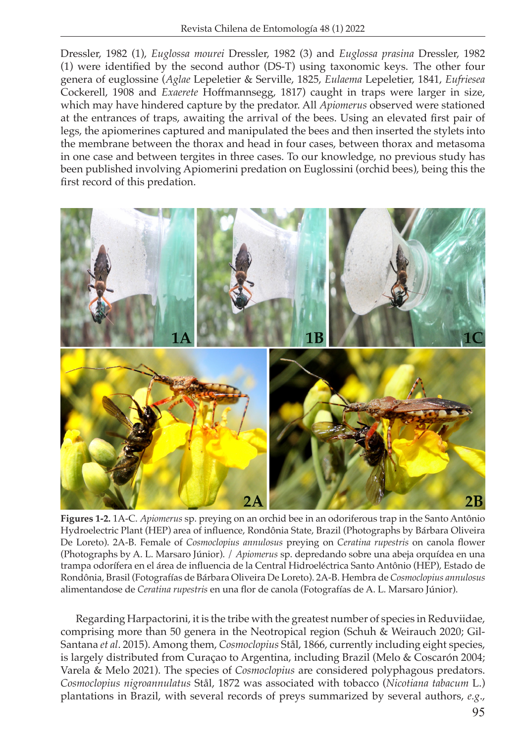Dressler, 1982 (1), *Euglossa mourei* Dressler, 1982 (3) and *Euglossa prasina* Dressler, 1982 (1) were identified by the second author (DS-T) using taxonomic keys. The other four genera of euglossine (*Aglae* Lepeletier & Serville, 1825, *Eulaema* Lepeletier, 1841, *Eufriesea* Cockerell, 1908 and *Exaerete* Hoffmannsegg, 1817) caught in traps were larger in size, which may have hindered capture by the predator. All *Apiomerus* observed were stationed at the entrances of traps, awaiting the arrival of the bees. Using an elevated first pair of legs, the apiomerines captured and manipulated the bees and then inserted the stylets into the membrane between the thorax and head in four cases, between thorax and metasoma in one case and between tergites in three cases. To our knowledge, no previous study has been published involving Apiomerini predation on Euglossini (orchid bees), being this the first record of this predation.

**Figures 1-2.** 1A-C. *Apiomerus* sp. preying on an orchid bee in an odoriferous trap in the Santo Antônio Hydroelectric Plant (HEP) area of influence, Rondônia State, Brazil (Photographs by Bárbara Oliveira De Loreto). 2A-B. Female of *Cosmoclopius annulosus* preying on *Ceratina rupestris* on canola flower (Photographs by A. L. Marsaro Júnior). / *Apiomerus* sp. depredando sobre una abeja orquídea en una trampa odorífera en el área de influencia de la Central Hidroeléctrica Santo Antônio (HEP), Estado de Rondônia, Brasil (Fotografías de Bárbara Oliveira De Loreto). 2A-B. Hembra de *Cosmoclopius annulosus* alimentandose de *Ceratina rupestris* en una flor de canola (Fotografías de A. L. Marsaro Júnior).

Regarding Harpactorini, it is the tribe with the greatest number of species in Reduviidae, comprising more than 50 genera in the Neotropical region (Schuh & Weirauch 2020; Gil-Santana *et al*. 2015). Among them, *Cosmoclopius* Stål, 1866, currently including eight species, is largely distributed from Curaçao to Argentina, including Brazil (Melo & Coscarón 2004; Varela & Melo 2021). The species of *Cosmoclopius* are considered polyphagous predators. *Cosmoclopius nigroannulatus* Stål, 1872 was associated with tobacco (*Nicotiana tabacum* L.) plantations in Brazil, with several records of preys summarized by several authors, *e.g.*,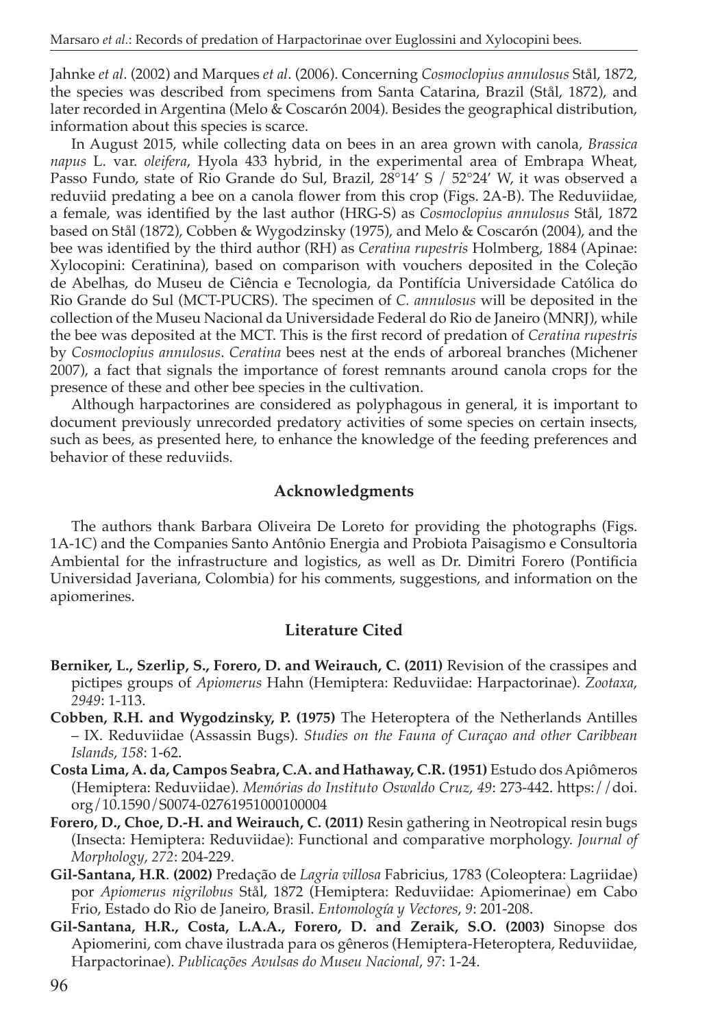Jahnke *et al*. (2002) and Marques *et al*. (2006). Concerning *Cosmoclopius annulosus* Stål, 1872, the species was described from specimens from Santa Catarina, Brazil (Stål, 1872), and later recorded in Argentina (Melo & Coscarón 2004). Besides the geographical distribution, information about this species is scarce.

In August 2015, while collecting data on bees in an area grown with canola, *Brassica napus* L. var. *oleifera*, Hyola 433 hybrid, in the experimental area of Embrapa Wheat, Passo Fundo, state of Rio Grande do Sul, Brazil, 28°14′ S / 52°24′ W, it was observed a reduviid predating a bee on a canola flower from this crop (Figs. 2A-B). The Reduviidae, a female, was identified by the last author (HRG-S) as *Cosmoclopius annulosus* Stål, 1872 based on Stål (1872), Cobben & Wygodzinsky (1975), and Melo & Coscarón (2004), and the bee was identified by the third author (RH) as *Ceratina rupestris* Holmberg, 1884 (Apinae: Xylocopini: Ceratinina), based on comparison with vouchers deposited in the Coleção de Abelhas, do Museu de Ciência e Tecnologia, da Pontifícia Universidade Católica do Rio Grande do Sul (MCT-PUCRS). The specimen of *C. annulosus* will be deposited in the collection of the Museu Nacional da Universidade Federal do Rio de Janeiro (MNRJ), while the bee was deposited at the MCT. This is the first record of predation of *Ceratina rupestris* by *Cosmoclopius annulosus*. *Ceratina* bees nest at the ends of arboreal branches (Michener 2007), a fact that signals the importance of forest remnants around canola crops for the presence of these and other bee species in the cultivation.

Although harpactorines are considered as polyphagous in general, it is important to document previously unrecorded predatory activities of some species on certain insects, such as bees, as presented here, to enhance the knowledge of the feeding preferences and behavior of these reduviids.

## Acknowledgments

The authors thank Barbara Oliveira De Loreto for providing the photographs (Figs. 1A-1C) and the Companies Santo Antônio Energia and Probiota Paisagismo e Consultoria Ambiental for the infrastructure and logistics, as well as Dr. Dimitri Forero (Pontificia Universidad Javeriana, Colombia) for his comments, suggestions, and information on the apiomerines.

## Literature Cited

**Berniker, L., Szerlip, S., Forero, D. and Weirauch, C. (2011)** Revision of the crassipes and pictipes groups of *Apiomerus* Hahn (Hemiptera: Reduviidae: Harpactorinae). *Zootaxa*, *2949*: 1-113.

**Cobben, R.H. and Wygodzinsky, P. (1975)** The Heteroptera of the Netherlands Antilles – IX. Reduviidae (Assassin Bugs). *Studies on the Fauna of Curaçao and other Caribbean Islands*, *158*: 1-62.

**Costa Lima, A. da, Campos Seabra, C.A. and Hathaway, C.R. (1951)** Estudo dos Apiômeros (Hemiptera: Reduviidae). *Memórias do Instituto Oswaldo Cruz*, *49*: 273-442. https://doi.org/10.1590/S0074-02761951000100004

**Forero, D., Choe, D.-H. and Weirauch, C. (2011)** Resin gathering in Neotropical resin bugs (Insecta: Hemiptera: Reduviidae): Functional and comparative morphology. *Journal of Morphology*, *272*: 204-229.

**Gil-Santana, H.R. (2002)** Predação de *Lagria villosa* Fabricius, 1783 (Coleoptera: Lagriidae) por *Apiomerus nigrilobus* Stål, 1872 (Hemiptera: Reduviidae: Apiomerinae) em Cabo Frio, Estado do Rio de Janeiro, Brasil. *Entomología y Vectores*, *9*: 201-208.

**Gil-Santana, H.R., Costa, L.A.A., Forero, D. and Zeraik, S.O. (2003)** Sinopse dos Apiomerini, com chave ilustrada para os gêneros (Hemiptera-Heteroptera, Reduviidae, Harpactorinae). *Publicações Avulsas do Museu Nacional*, *97*: 1-24.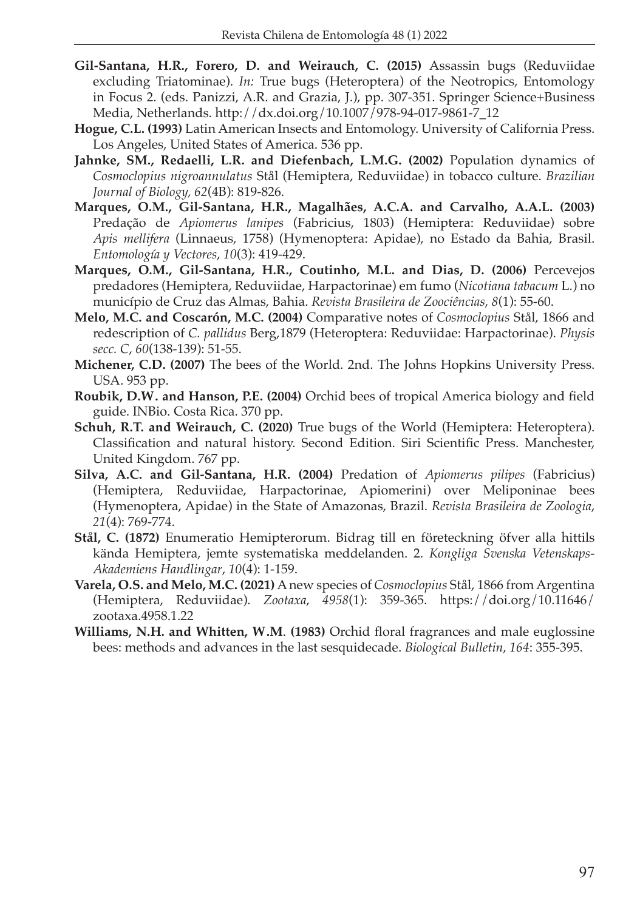**Gil-Santana, H.R., Forero, D. and Weirauch, C. (2015)** Assassin bugs (Reduviidae excluding Triatominae). *In:* True bugs (Heteroptera) of the Neotropics, Entomology in Focus 2. (eds. Panizzi, A.R. and Grazia, J.), pp. 307-351. Springer Science+Business Media, Netherlands. http://dx.doi.org/10.1007/978-94-017-9861-7_12

**Hogue, C.L. (1993)** Latin American Insects and Entomology. University of California Press. Los Angeles, United States of America. 536 pp.

**Jahnke, SM., Redaelli, L.R. and Diefenbach, L.M.G. (2002)** Population dynamics of *Cosmoclopius nigroannulatus* Stål (Hemiptera, Reduviidae) in tobacco culture. *Brazilian Journal of Biology*, *62*(4B): 819-826.

**Marques, O.M., Gil-Santana, H.R., Magalhães, A.C.A. and Carvalho, A.A.L. (2003)** Predação de *Apiomerus lanipes* (Fabricius, 1803) (Hemiptera: Reduviidae) sobre *Apis mellifera* (Linnaeus, 1758) (Hymenoptera: Apidae), no Estado da Bahia, Brasil. *Entomología y Vectores*, *10*(3): 419-429.

**Marques, O.M., Gil-Santana, H.R., Coutinho, M.L. and Dias, D. (2006)** Percevejos predadores (Hemiptera, Reduviidae, Harpactorinae) em fumo (*Nicotiana tabacum* L.) no município de Cruz das Almas, Bahia. *Revista Brasileira de Zoociências*, *8*(1): 55-60.

**Melo, M.C. and Coscarón, M.C. (2004)** Comparative notes of *Cosmoclopius* Stål, 1866 and redescription of *C. pallidus* Berg,1879 (Heteroptera: Reduviidae: Harpactorinae). *Physis secc. C*, *60*(138-139): 51-55.

**Michener, C.D. (2007)** The bees of the World. 2nd. The Johns Hopkins University Press. USA. 953 pp.

**Roubik, D.W. and Hanson, P.E. (2004)** Orchid bees of tropical America biology and field guide. INBio. Costa Rica. 370 pp.

**Schuh, R.T. and Weirauch, C. (2020)** True bugs of the World (Hemiptera: Heteroptera). Classification and natural history. Second Edition. Siri Scientific Press. Manchester, United Kingdom. 767 pp.

**Silva, A.C. and Gil-Santana, H.R. (2004)** Predation of *Apiomerus pilipes* (Fabricius) (Hemiptera, Reduviidae, Harpactorinae, Apiomerini) over Meliponinae bees (Hymenoptera, Apidae) in the State of Amazonas, Brazil. *Revista Brasileira de Zoologia*, *21*(4): 769-774.

**Stål, C. (1872)** Enumeratio Hemipterorum. Bidrag till en företeckning öfver alla hittils kända Hemiptera, jemte systematiska meddelanden. 2. *Kongliga Svenska Vetenskaps-Akademiens Handlingar*, *10*(4): 1-159.

**Varela, O.S. and Melo, M.C. (2021)** A new species of *Cosmoclopius* Stål, 1866 from Argentina (Hemiptera, Reduviidae). *Zootaxa*, *4958*(1): 359-365. https://doi.org/10.11646/zootaxa.4958.1.22

**Williams, N.H. and Whitten, W.M. (1983)** Orchid floral fragrances and male euglossine bees: methods and advances in the last sesquidecade. *Biological Bulletin*, *164*: 355-395.